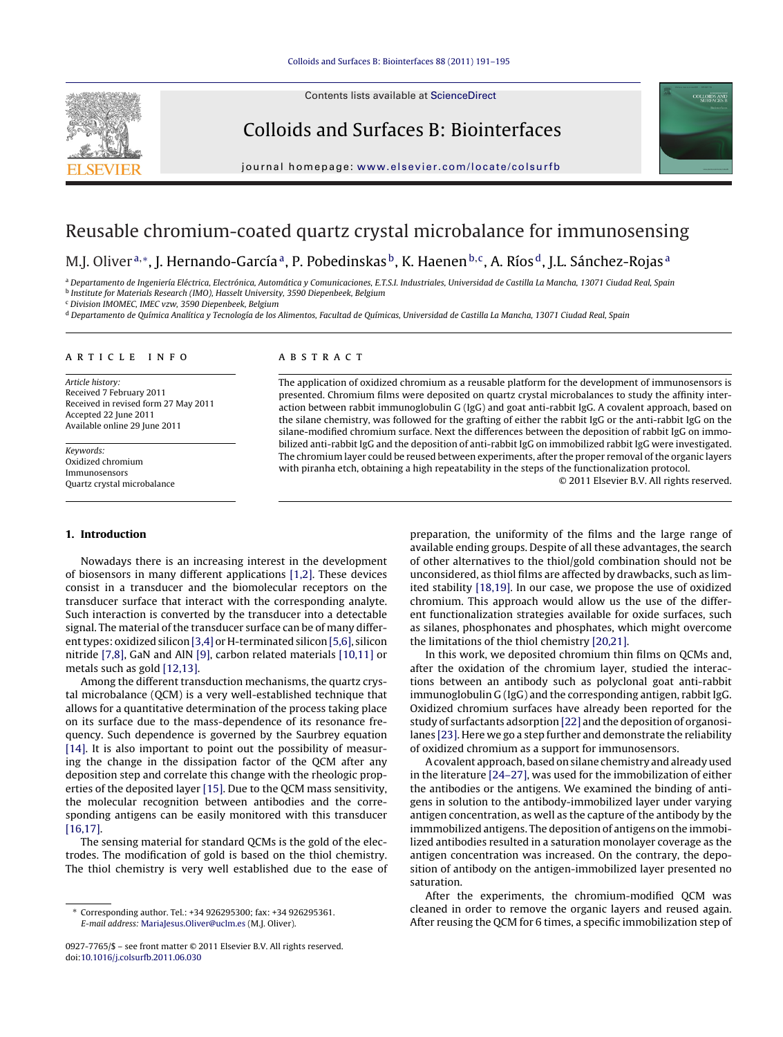# Reusable chromium-coated quartz crystal microbalance for immunosensing

M.J. Oliver[a,*], J. Hernando-García[a], P. Pobedinskas[b], K. Haenen[b,c], A. Ríos[d], J.L. Sánchez-Rojas[a]

[a] Departamento de Ingeniería Eléctrica, Electrónica, Automática y Comunicaciones, E.T.S.I. Industriales, Universidad de Castilla La Mancha, 13071 Ciudad Real, Spain
[b] Institute for Materials Research (IMO), Hasselt University, 3590 Diepenbeek, Belgium
[c] Division IMOMEC, IMEC vzw, 3590 Diepenbeek, Belgium
[d] Departamento de Química Analítica y Tecnología de los Alimentos, Facultad de Químicas, Universidad de Castilla La Mancha, 13071 Ciudad Real, Spain

## ARTICLE INFO

*Article history:*
Received 7 February 2011
Received in revised form 27 May 2011
Accepted 22 June 2011
Available online 29 June 2011

*Keywords:*
Oxidized chromium
Immunosensors
Quartz crystal microbalance

## ABSTRACT

The application of oxidized chromium as a reusable platform for the development of immunosensors is presented. Chromium films were deposited on quartz crystal microbalances to study the affinity interaction between rabbit immunoglobulin G (IgG) and goat anti-rabbit IgG. A covalent approach, based on the silane chemistry, was followed for the grafting of either the rabbit IgG or the anti-rabbit IgG on the silane-modified chromium surface. Next the differences between the deposition of rabbit IgG on immobilized anti-rabbit IgG and the deposition of anti-rabbit IgG on immobilized rabbit IgG were investigated. The chromium layer could be reused between experiments, after the proper removal of the organic layers with piranha etch, obtaining a high repeatability in the steps of the functionalization protocol.

© 2011 Elsevier B.V. All rights reserved.

## 1. Introduction

Nowadays there is an increasing interest in the development of biosensors in many different applications [1,2]. These devices consist in a transducer and the biomolecular receptors on the transducer surface that interact with the corresponding analyte. Such interaction is converted by the transducer into a detectable signal. The material of the transducer surface can be of many different types: oxidized silicon [3,4] or H-terminated silicon [5,6], silicon nitride [7,8], GaN and AlN [9], carbon related materials [10,11] or metals such as gold [12,13].

Among the different transduction mechanisms, the quartz crystal microbalance (QCM) is a very well-established technique that allows for a quantitative determination of the process taking place on its surface due to the mass-dependence of its resonance frequency. Such dependence is governed by the Saurbrey equation [14]. It is also important to point out the possibility of measuring the change in the dissipation factor of the QCM after any deposition step and correlate this change with the rheologic properties of the deposited layer [15]. Due to the QCM mass sensitivity, the molecular recognition between antibodies and the corresponding antigens can be easily monitored with this transducer [16,17].

The sensing material for standard QCMs is the gold of the electrodes. The modification of gold is based on the thiol chemistry. The thiol chemistry is very well established due to the ease of preparation, the uniformity of the films and the large range of available ending groups. Despite of all these advantages, the search of other alternatives to the thiol/gold combination should not be unconsidered, as thiol films are affected by drawbacks, such as limited stability [18,19]. In our case, we propose the use of oxidized chromium. This approach would allow us the use of the different functionalization strategies available for oxide surfaces, such as silanes, phosphonates and phosphates, which might overcome the limitations of the thiol chemistry [20,21].

In this work, we deposited chromium thin films on QCMs and, after the oxidation of the chromium layer, studied the interactions between an antibody such as polyclonal goat anti-rabbit immunoglobulin G (IgG) and the corresponding antigen, rabbit IgG. Oxidized chromium surfaces have already been reported for the study of surfactants adsorption [22] and the deposition of organosilanes [23]. Here we go a step further and demonstrate the reliability of oxidized chromium as a support for immunosensors.

A covalent approach, based on silane chemistry and already used in the literature [24–27], was used for the immobilization of either the antibodies or the antigens. We examined the binding of antigens in solution to the antibody-immobilized layer under varying antigen concentration, as well as the capture of the antibody by the immmobilized antigens. The deposition of antigens on the immobilized antibodies resulted in a saturation monolayer coverage as the antigen concentration was increased. On the contrary, the deposition of antibody on the antigen-immobilized layer presented no saturation.

After the experiments, the chromium-modified QCM was cleaned in order to remove the organic layers and reused again. After reusing the QCM for 6 times, a specific immobilization step of

---

* Corresponding author. Tel.: +34 926295300; fax: +34 926295361.
*E-mail address:* MariaJesus.Oliver@uclm.es (M.J. Oliver).

0927-7765/$ – see front matter © 2011 Elsevier B.V. All rights reserved.
doi:10.1016/j.colsurfb.2011.06.030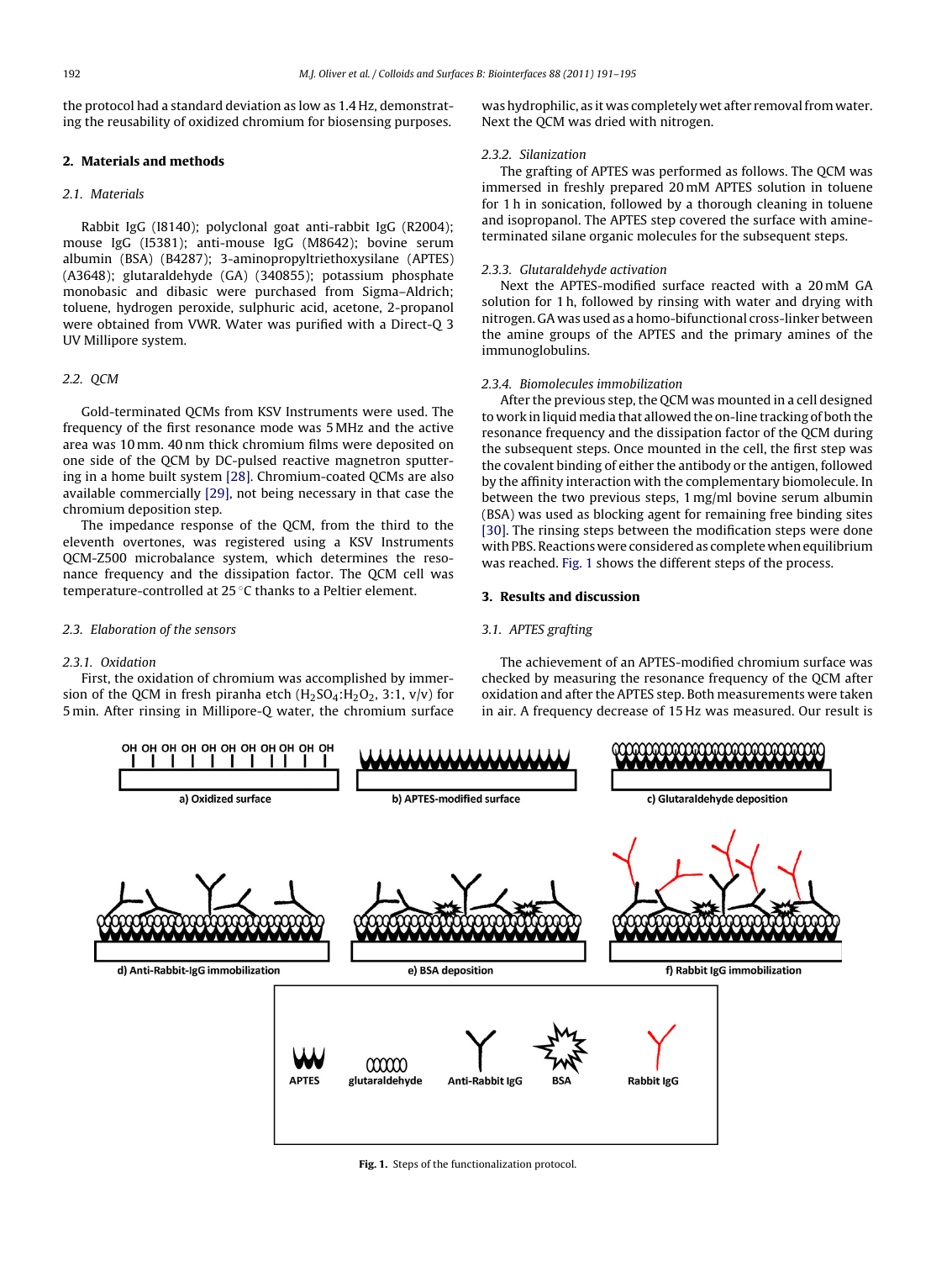the protocol had a standard deviation as low as 1.4 Hz, demonstrating the reusability of oxidized chromium for biosensing purposes.

## 2. Materials and methods

### 2.1. Materials

Rabbit IgG (I8140); polyclonal goat anti-rabbit IgG (R2004); mouse IgG (I5381); anti-mouse IgG (M8642); bovine serum albumin (BSA) (B4287); 3-aminopropyltriethoxysilane (APTES) (A3648); glutaraldehyde (GA) (340855); potassium phosphate monobasic and dibasic were purchased from Sigma–Aldrich; toluene, hydrogen peroxide, sulphuric acid, acetone, 2-propanol were obtained from VWR. Water was purified with a Direct-Q 3 UV Millipore system.

### 2.2. QCM

Gold-terminated QCMs from KSV Instruments were used. The frequency of the first resonance mode was 5 MHz and the active area was 10 mm. 40 nm thick chromium films were deposited on one side of the QCM by DC-pulsed reactive magnetron sputtering in a home built system [28]. Chromium-coated QCMs are also available commercially [29], not being necessary in that case the chromium deposition step.

The impedance response of the QCM, from the third to the eleventh overtones, was registered using a KSV Instruments QCM-Z500 microbalance system, which determines the resonance frequency and the dissipation factor. The QCM cell was temperature-controlled at 25 °C thanks to a Peltier element.

### 2.3. Elaboration of the sensors

#### 2.3.1. Oxidation

First, the oxidation of chromium was accomplished by immersion of the QCM in fresh piranha etch ($H_2SO_4$:$H_2O_2$, 3:1, v/v) for 5 min. After rinsing in Millipore-Q water, the chromium surface was hydrophilic, as it was completely wet after removal from water. Next the QCM was dried with nitrogen.

#### 2.3.2. Silanization

The grafting of APTES was performed as follows. The QCM was immersed in freshly prepared 20 mM APTES solution in toluene for 1 h in sonication, followed by a thorough cleaning in toluene and isopropanol. The APTES step covered the surface with amine-terminated silane organic molecules for the subsequent steps.

#### 2.3.3. Glutaraldehyde activation

Next the APTES-modified surface reacted with a 20 mM GA solution for 1 h, followed by rinsing with water and drying with nitrogen. GA was used as a homo-bifunctional cross-linker between the amine groups of the APTES and the primary amines of the immunoglobulins.

#### 2.3.4. Biomolecules immobilization

After the previous step, the QCM was mounted in a cell designed to work in liquid media that allowed the on-line tracking of both the resonance frequency and the dissipation factor of the QCM during the subsequent steps. Once mounted in the cell, the first step was the covalent binding of either the antibody or the antigen, followed by the affinity interaction with the complementary biomolecule. In between the two previous steps, 1 mg/ml bovine serum albumin (BSA) was used as blocking agent for remaining free binding sites [30]. The rinsing steps between the modification steps were done with PBS. Reactions were considered as complete when equilibrium was reached. Fig. 1 shows the different steps of the process.

## 3. Results and discussion

### 3.1. APTES grafting

The achievement of an APTES-modified chromium surface was checked by measuring the resonance frequency of the QCM after oxidation and after the APTES step. Both measurements were taken in air. A frequency decrease of 15 Hz was measured. Our result is

Fig. 1. Steps of the functionalization protocol.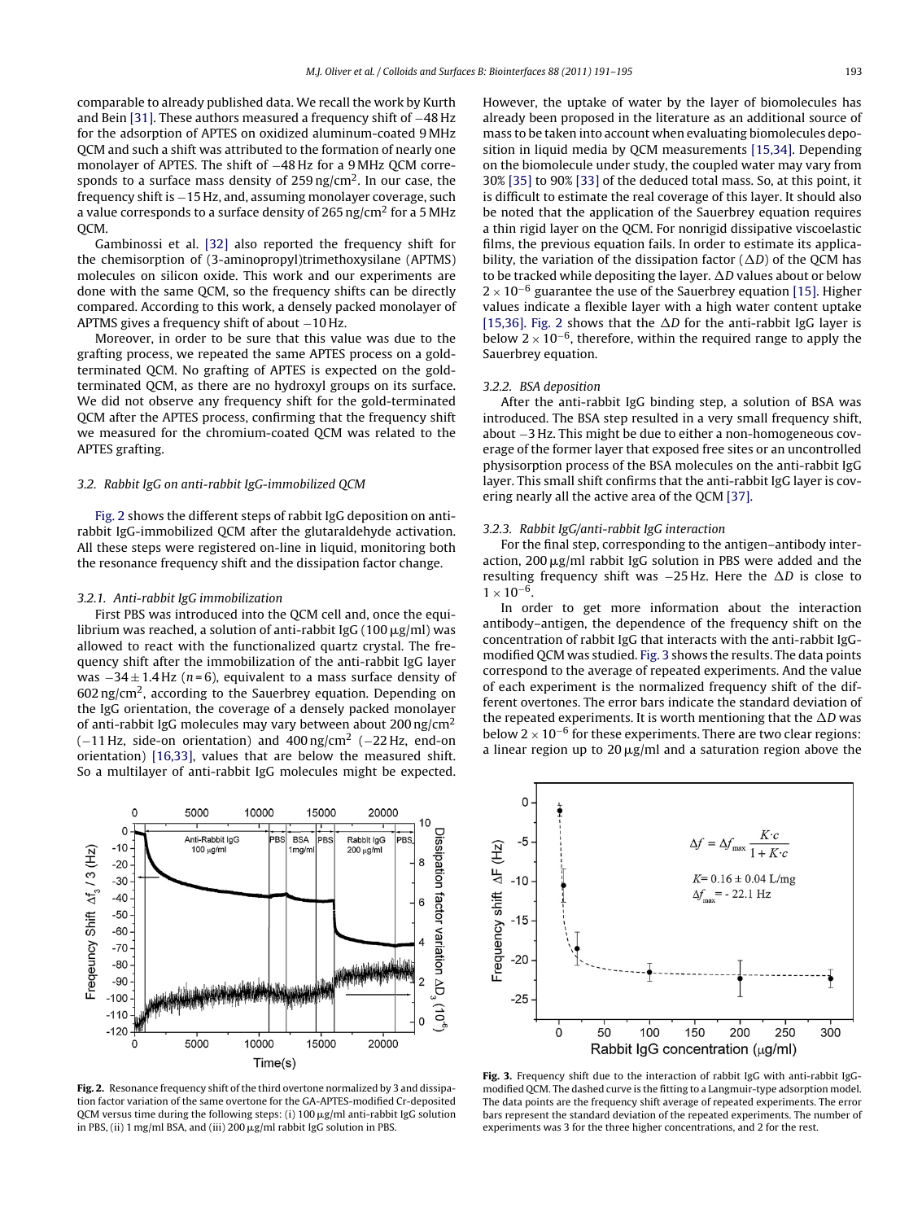comparable to already published data. We recall the work by Kurth and Bein [31]. These authors measured a frequency shift of −48 Hz for the adsorption of APTES on oxidized aluminum-coated 9 MHz QCM and such a shift was attributed to the formation of nearly one monolayer of APTES. The shift of −48 Hz for a 9 MHz QCM corresponds to a surface mass density of 259 ng/cm$^2$. In our case, the frequency shift is −15 Hz, and, assuming monolayer coverage, such a value corresponds to a surface density of 265 ng/cm$^2$ for a 5 MHz QCM.

Gambinossi et al. [32] also reported the frequency shift for the chemisorption of (3-aminopropyl)trimethoxysilane (APTMS) molecules on silicon oxide. This work and our experiments are done with the same QCM, so the frequency shifts can be directly compared. According to this work, a densely packed monolayer of APTMS gives a frequency shift of about −10 Hz.

Moreover, in order to be sure that this value was due to the grafting process, we repeated the same APTES process on a gold-terminated QCM. No grafting of APTES is expected on the gold-terminated QCM, as there are no hydroxyl groups on its surface. We did not observe any frequency shift for the gold-terminated QCM after the APTES process, confirming that the frequency shift we measured for the chromium-coated QCM was related to the APTES grafting.

### 3.2. Rabbit IgG on anti-rabbit IgG-immobilized QCM

Fig. 2 shows the different steps of rabbit IgG deposition on anti-rabbit IgG-immobilized QCM after the glutaraldehyde activation. All these steps were registered on-line in liquid, monitoring both the resonance frequency shift and the dissipation factor change.

#### 3.2.1. Anti-rabbit IgG immobilization

First PBS was introduced into the QCM cell and, once the equilibrium was reached, a solution of anti-rabbit IgG (100 μg/ml) was allowed to react with the functionalized quartz crystal. The frequency shift after the immobilization of the anti-rabbit IgG layer was −34 ± 1.4 Hz ($n$ = 6), equivalent to a mass surface density of 602 ng/cm$^2$, according to the Sauerbrey equation. Depending on the IgG orientation, the coverage of a densely packed monolayer of anti-rabbit IgG molecules may vary between about 200 ng/cm$^2$ (−11 Hz, side-on orientation) and 400 ng/cm$^2$ (−22 Hz, end-on orientation) [16,33], values that are below the measured shift. So a multilayer of anti-rabbit IgG molecules might be expected. However, the uptake of water by the layer of biomolecules has already been proposed in the literature as an additional source of mass to be taken into account when evaluating biomolecules deposition in liquid media by QCM measurements [15,34]. Depending on the biomolecule under study, the coupled water may vary from 30% [35] to 90% [33] of the deduced total mass. So, at this point, it is difficult to estimate the real coverage of this layer. It should also be noted that the application of the Sauerbrey equation requires a thin rigid layer on the QCM. For nonrigid dissipative viscoelastic films, the previous equation fails. In order to estimate its applicability, the variation of the dissipation factor ($\Delta D$) of the QCM has to be tracked while depositing the layer. $\Delta D$ values about or below $2 \times 10^{-6}$ guarantee the use of the Sauerbrey equation [15]. Higher values indicate a flexible layer with a high water content uptake [15,36]. Fig. 2 shows that the $\Delta D$ for the anti-rabbit IgG layer is below $2 \times 10^{-6}$, therefore, within the required range to apply the Sauerbrey equation.

#### 3.2.2. BSA deposition

After the anti-rabbit IgG binding step, a solution of BSA was introduced. The BSA step resulted in a very small frequency shift, about −3 Hz. This might be due to either a non-homogeneous coverage of the former layer that exposed free sites or an uncontrolled physisorption process of the BSA molecules on the anti-rabbit IgG layer. This small shift confirms that the anti-rabbit IgG layer is covering nearly all the active area of the QCM [37].

#### 3.2.3. Rabbit IgG/anti-rabbit IgG interaction

For the final step, corresponding to the antigen–antibody interaction, 200 μg/ml rabbit IgG solution in PBS were added and the resulting frequency shift was −25 Hz. Here the $\Delta D$ is close to $1 \times 10^{-6}$.

In order to get more information about the interaction antibody–antigen, the dependence of the frequency shift on the concentration of rabbit IgG that interacts with the anti-rabbit IgG-modified QCM was studied. Fig. 3 shows the results. The data points correspond to the average of repeated experiments. And the value of each experiment is the normalized frequency shift of the different overtones. The error bars indicate the standard deviation of the repeated experiments. It is worth mentioning that the $\Delta D$ was below $2 \times 10^{-6}$ for these experiments. There are two clear regions: a linear region up to 20 μg/ml and a saturation region above the

**Fig. 2.** Resonance frequency shift of the third overtone normalized by 3 and dissipation factor variation of the same overtone for the GA-APTES-modified Cr-deposited QCM versus time during the following steps: (i) 100 μg/ml anti-rabbit IgG solution in PBS, (ii) 1 mg/ml BSA, and (iii) 200 μg/ml rabbit IgG solution in PBS.

**Fig. 3.** Frequency shift due to the interaction of rabbit IgG with anti-rabbit IgG-modified QCM. The dashed curve is the fitting to a Langmuir-type adsorption model. The data points are the frequency shift average of repeated experiments. The error bars represent the standard deviation of the repeated experiments. The number of experiments was 3 for the three higher concentrations, and 2 for the rest.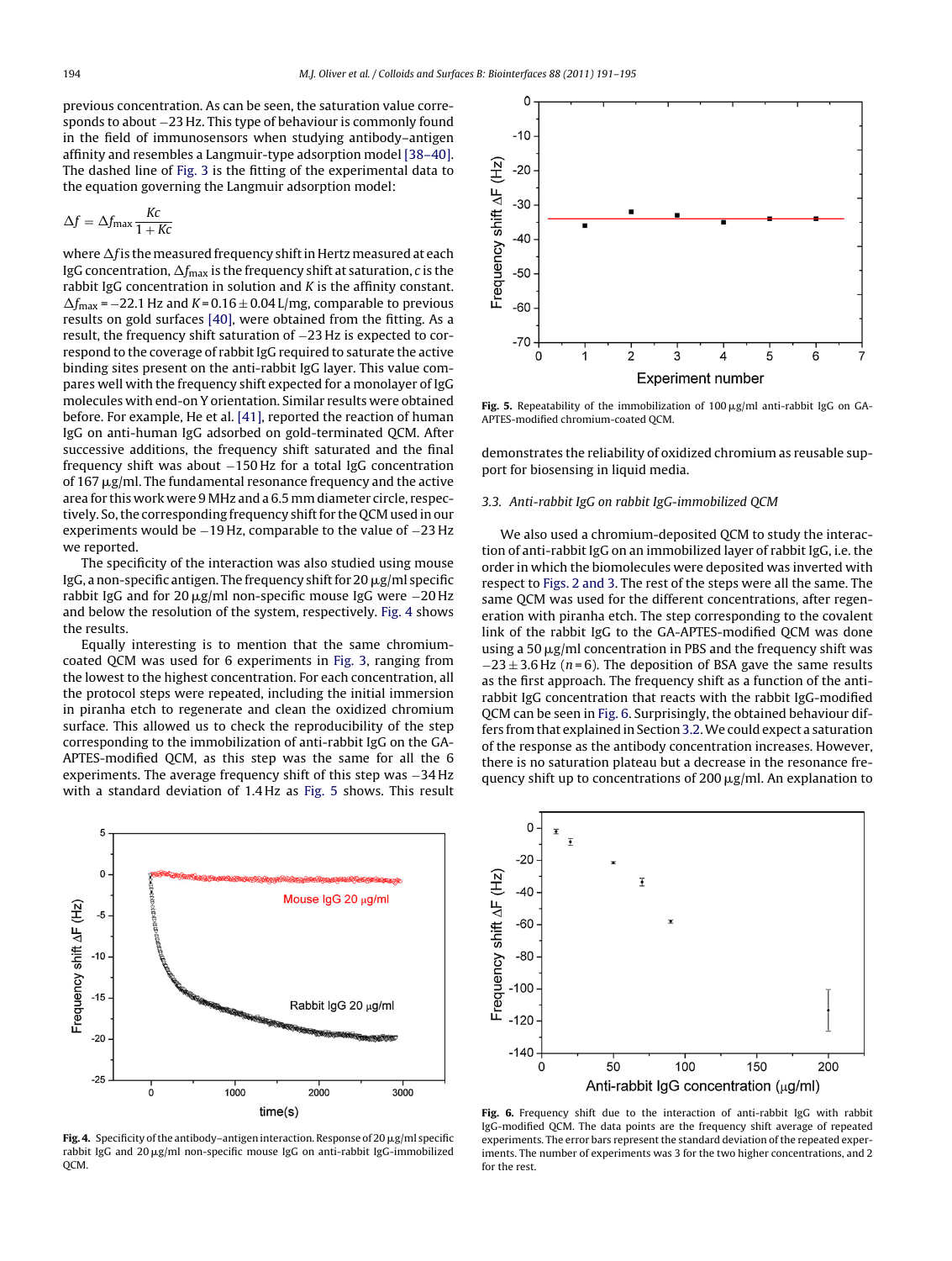previous concentration. As can be seen, the saturation value corresponds to about −23 Hz. This type of behaviour is commonly found in the field of immunosensors when studying antibody–antigen affinity and resembles a Langmuir-type adsorption model [38–40]. The dashed line of Fig. 3 is the fitting of the experimental data to the equation governing the Langmuir adsorption model:

$$\Delta f = \Delta f_{\max} \frac{Kc}{1 + Kc}$$

where $\Delta f$ is the measured frequency shift in Hertz measured at each IgG concentration, $\Delta f_{\max}$ is the frequency shift at saturation, $c$ is the rabbit IgG concentration in solution and $K$ is the affinity constant. $\Delta f_{\max} = -22.1$ Hz and $K = 0.16 \pm 0.04$ L/mg, comparable to previous results on gold surfaces [40], were obtained from the fitting. As a result, the frequency shift saturation of −23 Hz is expected to correspond to the coverage of rabbit IgG required to saturate the active binding sites present on the anti-rabbit IgG layer. This value compares well with the frequency shift expected for a monolayer of IgG molecules with end-on Y orientation. Similar results were obtained before. For example, He et al. [41], reported the reaction of human IgG on anti-human IgG adsorbed on gold-terminated QCM. After successive additions, the frequency shift saturated and the final frequency shift was about −150 Hz for a total IgG concentration of 167 μg/ml. The fundamental resonance frequency and the active area for this work were 9 MHz and a 6.5 mm diameter circle, respectively. So, the corresponding frequency shift for the QCM used in our experiments would be −19 Hz, comparable to the value of −23 Hz we reported.

The specificity of the interaction was also studied using mouse IgG, a non-specific antigen. The frequency shift for 20 μg/ml specific rabbit IgG and for 20 μg/ml non-specific mouse IgG were −20 Hz and below the resolution of the system, respectively. Fig. 4 shows the results.

Equally interesting is to mention that the same chromium-coated QCM was used for 6 experiments in Fig. 3, ranging from the lowest to the highest concentration. For each concentration, all the protocol steps were repeated, including the initial immersion in piranha etch to regenerate and clean the oxidized chromium surface. This allowed us to check the reproducibility of the step corresponding to the immobilization of anti-rabbit IgG on the GA-APTES-modified QCM, as this step was the same for all the 6 experiments. The average frequency shift of this step was −34 Hz with a standard deviation of 1.4 Hz as Fig. 5 shows. This result demonstrates the reliability of oxidized chromium as reusable support for biosensing in liquid media.

Fig. 4. Specificity of the antibody–antigen interaction. Response of 20 μg/ml specific rabbit IgG and 20 μg/ml non-specific mouse IgG on anti-rabbit IgG-immobilized QCM.

Fig. 5. Repeatability of the immobilization of 100 μg/ml anti-rabbit IgG on GA-APTES-modified chromium-coated QCM.

### 3.3. Anti-rabbit IgG on rabbit IgG-immobilized QCM

We also used a chromium-deposited QCM to study the interaction of anti-rabbit IgG on an immobilized layer of rabbit IgG, i.e. the order in which the biomolecules were deposited was inverted with respect to Figs. 2 and 3. The rest of the steps were all the same. The same QCM was used for the different concentrations, after regeneration with piranha etch. The step corresponding to the covalent link of the rabbit IgG to the GA-APTES-modified QCM was done using a 50 μg/ml concentration in PBS and the frequency shift was $-23 \pm 3.6$ Hz ($n = 6$). The deposition of BSA gave the same results as the first approach. The frequency shift as a function of the anti-rabbit IgG concentration that reacts with the rabbit IgG-modified QCM can be seen in Fig. 6. Surprisingly, the obtained behaviour differs from that explained in Section 3.2. We could expect a saturation of the response as the antibody concentration increases. However, there is no saturation plateau but a decrease in the resonance frequency shift up to concentrations of 200 μg/ml. An explanation to

Fig. 6. Frequency shift due to the interaction of anti-rabbit IgG with rabbit IgG-modified QCM. The data points are the frequency shift average of repeated experiments. The error bars represent the standard deviation of the repeated experiments. The number of experiments was 3 for the two higher concentrations, and 2 for the rest.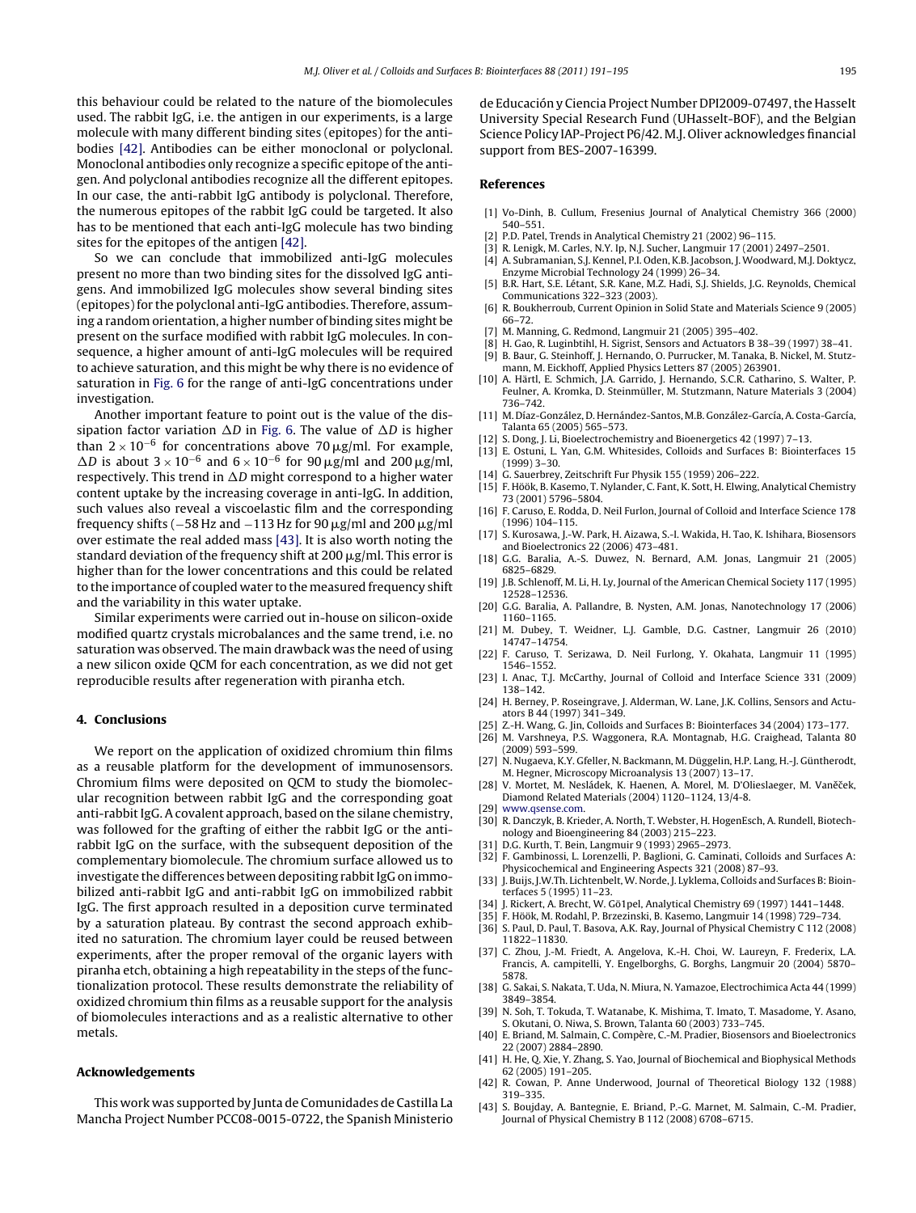this behaviour could be related to the nature of the biomolecules used. The rabbit IgG, i.e. the antigen in our experiments, is a large molecule with many different binding sites (epitopes) for the antibodies [42]. Antibodies can be either monoclonal or polyclonal. Monoclonal antibodies only recognize a specific epitope of the antigen. And polyclonal antibodies recognize all the different epitopes. In our case, the anti-rabbit IgG antibody is polyclonal. Therefore, the numerous epitopes of the rabbit IgG could be targeted. It also has to be mentioned that each anti-IgG molecule has two binding sites for the epitopes of the antigen [42].

So we can conclude that immobilized anti-IgG molecules present no more than two binding sites for the dissolved IgG antigens. And immobilized IgG molecules show several binding sites (epitopes) for the polyclonal anti-IgG antibodies. Therefore, assuming a random orientation, a higher number of binding sites might be present on the surface modified with rabbit IgG molecules. In consequence, a higher amount of anti-IgG molecules will be required to achieve saturation, and this might be why there is no evidence of saturation in Fig. 6 for the range of anti-IgG concentrations under investigation.

Another important feature to point out is the value of the dissipation factor variation $\Delta D$ in Fig. 6. The value of $\Delta D$ is higher than $2 \times 10^{-6}$ for concentrations above 70 μg/ml. For example, $\Delta D$ is about $3 \times 10^{-6}$ and $6 \times 10^{-6}$ for 90 μg/ml and 200 μg/ml, respectively. This trend in $\Delta D$ might correspond to a higher water content uptake by the increasing coverage in anti-IgG. In addition, such values also reveal a viscoelastic film and the corresponding frequency shifts (−58 Hz and −113 Hz for 90 μg/ml and 200 μg/ml over estimate the real added mass [43]. It is also worth noting the standard deviation of the frequency shift at 200 μg/ml. This error is higher than for the lower concentrations and this could be related to the importance of coupled water to the measured frequency shift and the variability in this water uptake.

Similar experiments were carried out in-house on silicon-oxide modified quartz crystals microbalances and the same trend, i.e. no saturation was observed. The main drawback was the need of using a new silicon oxide QCM for each concentration, as we did not get reproducible results after regeneration with piranha etch.

## 4. Conclusions

We report on the application of oxidized chromium thin films as a reusable platform for the development of immunosensors. Chromium films were deposited on QCM to study the biomolecular recognition between rabbit IgG and the corresponding goat anti-rabbit IgG. A covalent approach, based on the silane chemistry, was followed for the grafting of either the rabbit IgG or the anti-rabbit IgG on the surface, with the subsequent deposition of the complementary biomolecule. The chromium surface allowed us to investigate the differences between depositing rabbit IgG on immobilized anti-rabbit IgG and anti-rabbit IgG on immobilized rabbit IgG. The first approach resulted in a deposition curve terminated by a saturation plateau. By contrast the second approach exhibited no saturation. The chromium layer could be reused between experiments, after the proper removal of the organic layers with piranha etch, obtaining a high repeatability in the steps of the functionalization protocol. These results demonstrate the reliability of oxidized chromium thin films as a reusable support for the analysis of biomolecules interactions and as a realistic alternative to other metals.

## Acknowledgements

This work was supported by Junta de Comunidades de Castilla La Mancha Project Number PCC08-0015-0722, the Spanish Ministerio de Educación y Ciencia Project Number DPI2009-07497, the Hasselt University Special Research Fund (UHasselt-BOF), and the Belgian Science Policy IAP-Project P6/42. M.J. Oliver acknowledges financial support from BES-2007-16399.

## References

[1] Vo-Dinh, B. Cullum, Fresenius Journal of Analytical Chemistry 366 (2000) 540–551.
[2] P.D. Patel, Trends in Analytical Chemistry 21 (2002) 96–115.
[3] R. Lenigk, M. Carles, N.Y. Ip, N.J. Sucher, Langmuir 17 (2001) 2497–2501.
[4] A. Subramanian, S.J. Kennel, P.I. Oden, K.B. Jacobson, J. Woodward, M.J. Doktycz, Enzyme Microbial Technology 24 (1999) 26–34.
[5] B.R. Hart, S.E. Létant, S.R. Kane, M.Z. Hadi, S.J. Shields, J.G. Reynolds, Chemical Communications 322–323 (2003).
[6] R. Boukherroub, Current Opinion in Solid State and Materials Science 9 (2005) 66–72.
[7] M. Manning, G. Redmond, Langmuir 21 (2005) 395–402.
[8] H. Gao, R. Luginbtihl, H. Sigrist, Sensors and Actuators B 38–39 (1997) 38–41.
[9] B. Baur, G. Steinhoff, J. Hernando, O. Purrucker, M. Tanaka, B. Nickel, M. Stutzmann, M. Eickhoff, Applied Physics Letters 87 (2005) 263901.
[10] A. Härtl, E. Schmich, J.A. Garrido, J. Hernando, S.C.R. Catharino, S. Walter, P. Feulner, A. Kromka, D. Steinmüller, M. Stutzmann, Nature Materials 3 (2004) 736–742.
[11] M. Díaz-González, D. Hernández-Santos, M.B. González-García, A. Costa-García, Talanta 65 (2005) 565–573.
[12] S. Dong, J. Li, Bioelectrochemistry and Bioenergetics 42 (1997) 7–13.
[13] E. Ostuni, L. Yan, G.M. Whitesides, Colloids and Surfaces B: Biointerfaces 15 (1999) 3–30.
[14] G. Sauerbrey, Zeitschrift Fur Physik 155 (1959) 206–222.
[15] F. Höök, B. Kasemo, T. Nylander, C. Fant, K. Sott, H. Elwing, Analytical Chemistry 73 (2001) 5796–5804.
[16] F. Caruso, E. Rodda, D. Neil Furlon, Journal of Colloid and Interface Science 178 (1996) 104–115.
[17] S. Kurosawa, J.-W. Park, H. Aizawa, S.-I. Wakida, H. Tao, K. Ishihara, Biosensors and Bioelectronics 22 (2006) 473–481.
[18] G.G. Baralia, A.-S. Duwez, N. Bernard, A.M. Jonas, Langmuir 21 (2005) 6825–6829.
[19] J.B. Schlenoff, M. Li, H. Ly, Journal of the American Chemical Society 117 (1995) 12528–12536.
[20] G.G. Baralia, A. Pallandre, B. Nysten, A.M. Jonas, Nanotechnology 17 (2006) 1160–1165.
[21] M. Dubey, T. Weidner, L.J. Gamble, D.G. Castner, Langmuir 26 (2010) 14747–14754.
[22] F. Caruso, T. Serizawa, D. Neil Furlong, Y. Okahata, Langmuir 11 (1995) 1546–1552.
[23] I. Anac, T.J. McCarthy, Journal of Colloid and Interface Science 331 (2009) 138–142.
[24] H. Berney, P. Roseingrave, J. Alderman, W. Lane, J.K. Collins, Sensors and Actuators B 44 (1997) 341–349.
[25] Z.-H. Wang, G. Jin, Colloids and Surfaces B: Biointerfaces 34 (2004) 173–177.
[26] M. Varshneya, P.S. Waggonera, R.A. Montagnab, H.G. Craighead, Talanta 80 (2009) 593–599.
[27] N. Nugaeva, K.Y. Gfeller, N. Backmann, M. Düggelin, H.P. Lang, H.-J. Güntherodt, M. Hegner, Microscopy Microanalysis 13 (2007) 13–17.
[28] V. Mortet, M. Nesládek, K. Haenen, A. Morel, M. D'Olieslaeger, M. Vaněček, Diamond Related Materials (2004) 1120–1124, 13/4-8.
[29] www.qsense.com.
[30] R. Danczyk, B. Krieder, A. North, T. Webster, H. HogenEsch, A. Rundell, Biotechnology and Bioengineering 84 (2003) 215–223.
[31] D.G. Kurth, T. Bein, Langmuir 9 (1993) 2965–2973.
[32] F. Gambinossi, L. Lorenzelli, P. Baglioni, G. Caminati, Colloids and Surfaces A: Physicochemical and Engineering Aspects 321 (2008) 87–93.
[33] J. Buijs, J.W.Th. Lichtenbelt, W. Norde, J. Lyklema, Colloids and Surfaces B: Biointerfaces 5 (1995) 11–23.
[34] J. Rickert, A. Brecht, W. Gö1pel, Analytical Chemistry 69 (1997) 1441–1448.
[35] F. Höök, M. Rodahl, P. Brzezinski, B. Kasemo, Langmuir 14 (1998) 729–734.
[36] S. Paul, D. Paul, T. Basova, A.K. Ray, Journal of Physical Chemistry C 112 (2008) 11822–11830.
[37] C. Zhou, J.-M. Friedt, A. Angelova, K.-H. Choi, W. Laureyn, F. Frederix, L.A. Francis, A. campitelli, Y. Engelborghs, G. Borghs, Langmuir 20 (2004) 5870–5878.
[38] G. Sakai, S. Nakata, T. Uda, N. Miura, N. Yamazoe, Electrochimica Acta 44 (1999) 3849–3854.
[39] N. Soh, T. Tokuda, T. Watanabe, K. Mishima, T. Imato, T. Masadome, Y. Asano, S. Okutani, O. Niwa, S. Brown, Talanta 60 (2003) 733–745.
[40] E. Briand, M. Salmain, C. Compère, C.-M. Pradier, Biosensors and Bioelectronics 22 (2007) 2884–2890.
[41] H. He, Q. Xie, Y. Zhang, S. Yao, Journal of Biochemical and Biophysical Methods 62 (2005) 191–205.
[42] R. Cowan, P. Anne Underwood, Journal of Theoretical Biology 132 (1988) 319–335.
[43] S. Boujday, A. Bantegnie, E. Briand, P.-G. Marnet, M. Salmain, C.-M. Pradier, Journal of Physical Chemistry B 112 (2008) 6708–6715.